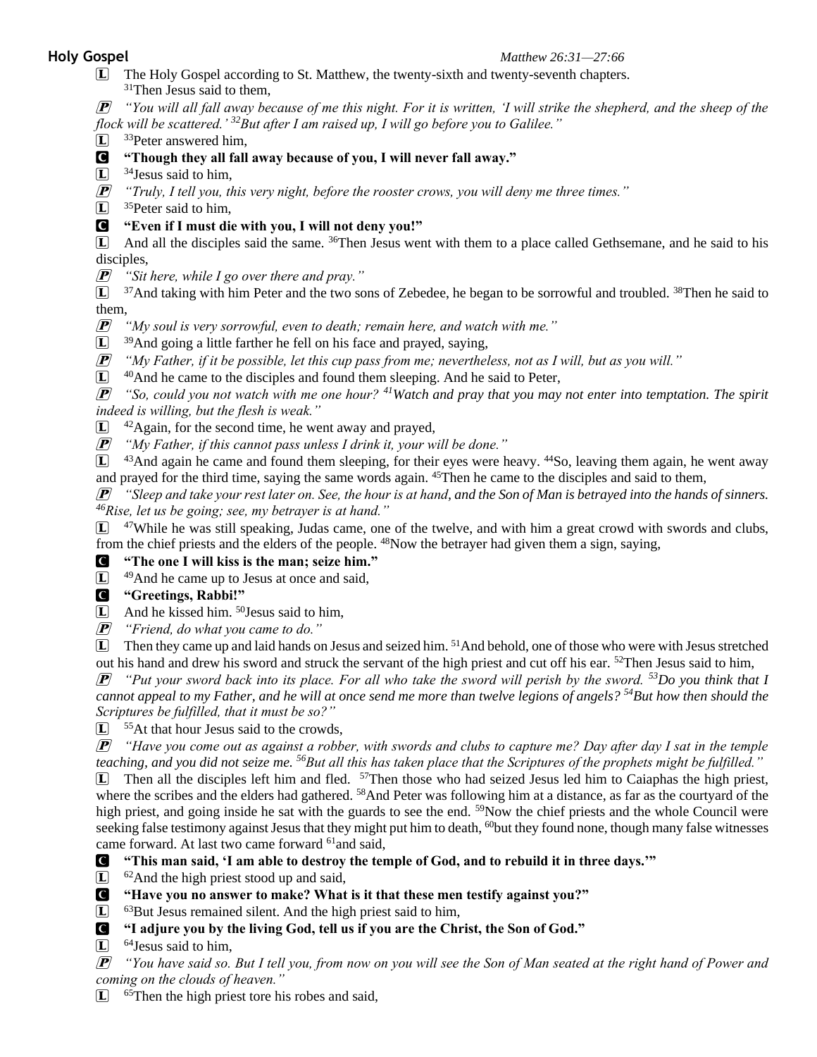**Holy Gospel** *Matthew 26:31—27:66*

L The Holy Gospel according to St. Matthew, the twenty-sixth and twenty-seventh chapters.
[31]Then Jesus said to them,

P *"You will all fall away because of me this night. For it is written, 'I will strike the shepherd, and the sheep of the flock will be scattered.' [32]But after I am raised up, I will go before you to Galilee."*

L [33]Peter answered him,

C **"Though they all fall away because of you, I will never fall away."**

L [34]Jesus said to him,

P *"Truly, I tell you, this very night, before the rooster crows, you will deny me three times."*

L [35]Peter said to him,

C **"Even if I must die with you, I will not deny you!"**

L And all the disciples said the same. [36]Then Jesus went with them to a place called Gethsemane, and he said to his disciples,

P *"Sit here, while I go over there and pray."*

L [37]And taking with him Peter and the two sons of Zebedee, he began to be sorrowful and troubled. [38]Then he said to them,

P *"My soul is very sorrowful, even to death; remain here, and watch with me."*

L [39]And going a little farther he fell on his face and prayed, saying,

P *"My Father, if it be possible, let this cup pass from me; nevertheless, not as I will, but as you will."*

L [40]And he came to the disciples and found them sleeping. And he said to Peter,

P *"So, could you not watch with me one hour? [41]Watch and pray that you may not enter into temptation. The spirit indeed is willing, but the flesh is weak."*

L [42]Again, for the second time, he went away and prayed,

P *"My Father, if this cannot pass unless I drink it, your will be done."*

L [43]And again he came and found them sleeping, for their eyes were heavy. [44]So, leaving them again, he went away and prayed for the third time, saying the same words again. [45]Then he came to the disciples and said to them,

P *"Sleep and take your rest later on. See, the hour is at hand, and the Son of Man is betrayed into the hands of sinners. [46]Rise, let us be going; see, my betrayer is at hand."*

L [47]While he was still speaking, Judas came, one of the twelve, and with him a great crowd with swords and clubs, from the chief priests and the elders of the people. [48]Now the betrayer had given them a sign, saying,

C **"The one I will kiss is the man; seize him."**

L [49]And he came up to Jesus at once and said,

C **"Greetings, Rabbi!"**

L And he kissed him. [50]Jesus said to him,

P *"Friend, do what you came to do."*

L Then they came up and laid hands on Jesus and seized him. [51]And behold, one of those who were with Jesus stretched out his hand and drew his sword and struck the servant of the high priest and cut off his ear. [52]Then Jesus said to him,

P *"Put your sword back into its place. For all who take the sword will perish by the sword. [53]Do you think that I cannot appeal to my Father, and he will at once send me more than twelve legions of angels? [54]But how then should the Scriptures be fulfilled, that it must be so?"*

L [55]At that hour Jesus said to the crowds,

P *"Have you come out as against a robber, with swords and clubs to capture me? Day after day I sat in the temple teaching, and you did not seize me. [56]But all this has taken place that the Scriptures of the prophets might be fulfilled."*

L Then all the disciples left him and fled. [57]Then those who had seized Jesus led him to Caiaphas the high priest, where the scribes and the elders had gathered. [58]And Peter was following him at a distance, as far as the courtyard of the high priest, and going inside he sat with the guards to see the end. [59]Now the chief priests and the whole Council were seeking false testimony against Jesus that they might put him to death, [60]but they found none, though many false witnesses came forward. At last two came forward [61]and said,

C **"This man said, 'I am able to destroy the temple of God, and to rebuild it in three days.'"**

L [62]And the high priest stood up and said,

C **"Have you no answer to make? What is it that these men testify against you?"**

L [63]But Jesus remained silent. And the high priest said to him,

C **"I adjure you by the living God, tell us if you are the Christ, the Son of God."**

L [64]Jesus said to him,

P *"You have said so. But I tell you, from now on you will see the Son of Man seated at the right hand of Power and coming on the clouds of heaven."*

L [65]Then the high priest tore his robes and said,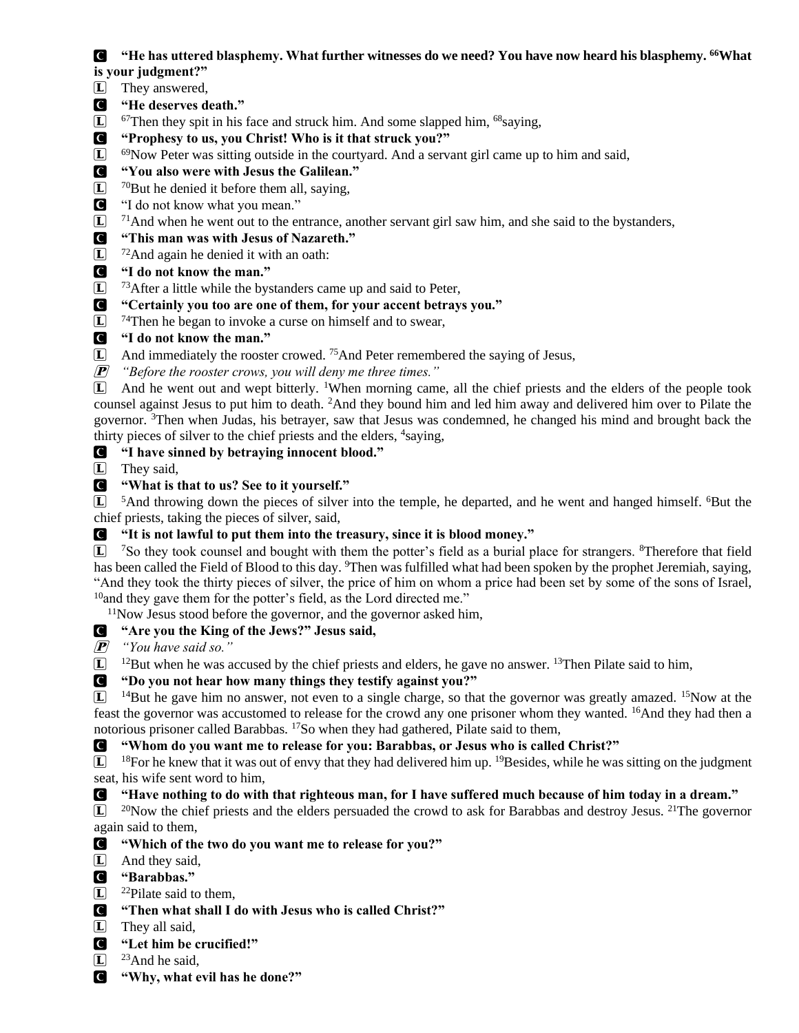**C** **"He has uttered blasphemy. What further witnesses do we need? You have now heard his blasphemy. [66]What is your judgment?"**

**L** They answered,

**C** **"He deserves death."**

**L** [67]Then they spit in his face and struck him. And some slapped him, [68]saying,

**C** **"Prophesy to us, you Christ! Who is it that struck you?"**

**L** [69]Now Peter was sitting outside in the courtyard. And a servant girl came up to him and said,

**C** **"You also were with Jesus the Galilean."**

**L** [70]But he denied it before them all, saying,

**C** "I do not know what you mean."

**L** [71]And when he went out to the entrance, another servant girl saw him, and she said to the bystanders,

**C** **"This man was with Jesus of Nazareth."**

**L** [72]And again he denied it with an oath:

**C** **"I do not know the man."**

**L** [73]After a little while the bystanders came up and said to Peter,

**C** **"Certainly you too are one of them, for your accent betrays you."**

**L** [74]Then he began to invoke a curse on himself and to swear,

**C** **"I do not know the man."**

**L** And immediately the rooster crowed. [75]And Peter remembered the saying of Jesus,

***P*** *"Before the rooster crows, you will deny me three times."*

**L** And he went out and wept bitterly. [1]When morning came, all the chief priests and the elders of the people took counsel against Jesus to put him to death. [2]And they bound him and led him away and delivered him over to Pilate the governor. [3]Then when Judas, his betrayer, saw that Jesus was condemned, he changed his mind and brought back the thirty pieces of silver to the chief priests and the elders, [4]saying,

**C** **"I have sinned by betraying innocent blood."**

**L** They said,

**C** **"What is that to us? See to it yourself."**

**L** [5]And throwing down the pieces of silver into the temple, he departed, and he went and hanged himself. [6]But the chief priests, taking the pieces of silver, said,

**C** **"It is not lawful to put them into the treasury, since it is blood money."**

**L** [7]So they took counsel and bought with them the potter's field as a burial place for strangers. [8]Therefore that field has been called the Field of Blood to this day. [9]Then was fulfilled what had been spoken by the prophet Jeremiah, saying, "And they took the thirty pieces of silver, the price of him on whom a price had been set by some of the sons of Israel, [10]and they gave them for the potter's field, as the Lord directed me."

[11]Now Jesus stood before the governor, and the governor asked him,

**C** **"Are you the King of the Jews?" Jesus said,**

***P*** *"You have said so."*

**L** [12]But when he was accused by the chief priests and elders, he gave no answer. [13]Then Pilate said to him,

**C** **"Do you not hear how many things they testify against you?"**

**L** [14]But he gave him no answer, not even to a single charge, so that the governor was greatly amazed. [15]Now at the feast the governor was accustomed to release for the crowd any one prisoner whom they wanted. [16]And they had then a notorious prisoner called Barabbas. [17]So when they had gathered, Pilate said to them,

**C** **"Whom do you want me to release for you: Barabbas, or Jesus who is called Christ?"**

**L** [18]For he knew that it was out of envy that they had delivered him up. [19]Besides, while he was sitting on the judgment seat, his wife sent word to him,

**C** **"Have nothing to do with that righteous man, for I have suffered much because of him today in a dream."**

**L** [20]Now the chief priests and the elders persuaded the crowd to ask for Barabbas and destroy Jesus. [21]The governor again said to them,

**C** **"Which of the two do you want me to release for you?"**

**L** And they said,

**C** **"Barabbas."**

**L** [22]Pilate said to them,

**C** **"Then what shall I do with Jesus who is called Christ?"**

**L** They all said,

**C** **"Let him be crucified!"**

**L** [23]And he said,

**C** **"Why, what evil has he done?"**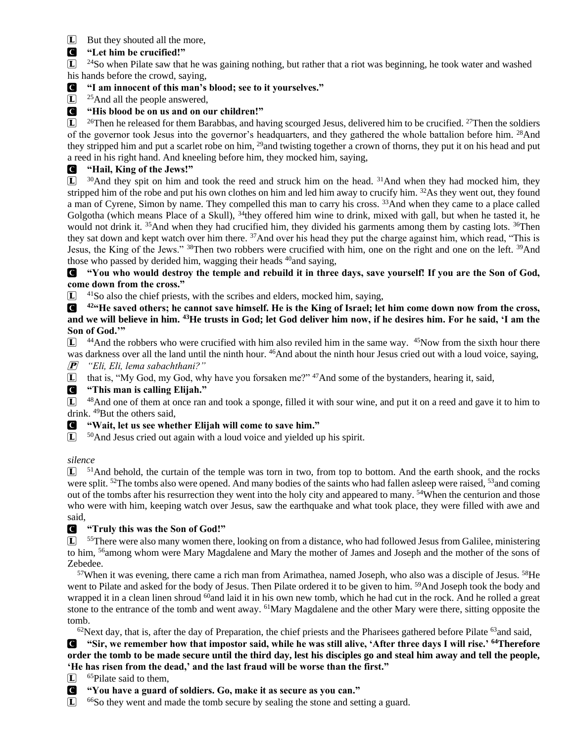L But they shouted all the more,

C **"Let him be crucified!"**

L [24]So when Pilate saw that he was gaining nothing, but rather that a riot was beginning, he took water and washed his hands before the crowd, saying,

C **"I am innocent of this man's blood; see to it yourselves."**

L [25]And all the people answered,

C **"His blood be on us and on our children!"**

L [26]Then he released for them Barabbas, and having scourged Jesus, delivered him to be crucified. [27]Then the soldiers of the governor took Jesus into the governor's headquarters, and they gathered the whole battalion before him. [28]And they stripped him and put a scarlet robe on him, [29]and twisting together a crown of thorns, they put it on his head and put a reed in his right hand. And kneeling before him, they mocked him, saying,

C **"Hail, King of the Jews!"**

L [30]And they spit on him and took the reed and struck him on the head. [31]And when they had mocked him, they stripped him of the robe and put his own clothes on him and led him away to crucify him. [32]As they went out, they found a man of Cyrene, Simon by name. They compelled this man to carry his cross. [33]And when they came to a place called Golgotha (which means Place of a Skull), [34]they offered him wine to drink, mixed with gall, but when he tasted it, he would not drink it. [35]And when they had crucified him, they divided his garments among them by casting lots. [36]Then they sat down and kept watch over him there. [37]And over his head they put the charge against him, which read, "This is Jesus, the King of the Jews." [38]Then two robbers were crucified with him, one on the right and one on the left. [39]And those who passed by derided him, wagging their heads [40]and saying,

C **"You who would destroy the temple and rebuild it in three days, save yourself! If you are the Son of God, come down from the cross."**

L [41]So also the chief priests, with the scribes and elders, mocked him, saying,

C **[42]"He saved others; he cannot save himself. He is the King of Israel; let him come down now from the cross, and we will believe in him. [43]He trusts in God; let God deliver him now, if he desires him. For he said, 'I am the Son of God.'"**

L [44]And the robbers who were crucified with him also reviled him in the same way. [45]Now from the sixth hour there was darkness over all the land until the ninth hour. [46]And about the ninth hour Jesus cried out with a loud voice, saying,

P *"Eli, Eli, lema sabachthani?"*

L that is, "My God, my God, why have you forsaken me?" [47]And some of the bystanders, hearing it, said,

C **"This man is calling Elijah."**

L [48]And one of them at once ran and took a sponge, filled it with sour wine, and put it on a reed and gave it to him to drink. [49]But the others said,

C **"Wait, let us see whether Elijah will come to save him."**

L [50]And Jesus cried out again with a loud voice and yielded up his spirit.

*silence*

L [51]And behold, the curtain of the temple was torn in two, from top to bottom. And the earth shook, and the rocks were split. [52]The tombs also were opened. And many bodies of the saints who had fallen asleep were raised, [53]and coming out of the tombs after his resurrection they went into the holy city and appeared to many. [54]When the centurion and those who were with him, keeping watch over Jesus, saw the earthquake and what took place, they were filled with awe and said,

C **"Truly this was the Son of God!"**

L [55]There were also many women there, looking on from a distance, who had followed Jesus from Galilee, ministering to him, [56]among whom were Mary Magdalene and Mary the mother of James and Joseph and the mother of the sons of Zebedee.

[57]When it was evening, there came a rich man from Arimathea, named Joseph, who also was a disciple of Jesus. [58]He went to Pilate and asked for the body of Jesus. Then Pilate ordered it to be given to him. [59]And Joseph took the body and wrapped it in a clean linen shroud [60]and laid it in his own new tomb, which he had cut in the rock. And he rolled a great stone to the entrance of the tomb and went away. [61]Mary Magdalene and the other Mary were there, sitting opposite the tomb.

[62]Next day, that is, after the day of Preparation, the chief priests and the Pharisees gathered before Pilate [63]and said,

C **"Sir, we remember how that impostor said, while he was still alive, 'After three days I will rise.' [64]Therefore order the tomb to be made secure until the third day, lest his disciples go and steal him away and tell the people, 'He has risen from the dead,' and the last fraud will be worse than the first."**

L [65]Pilate said to them,

C **"You have a guard of soldiers. Go, make it as secure as you can."**

L [66]So they went and made the tomb secure by sealing the stone and setting a guard.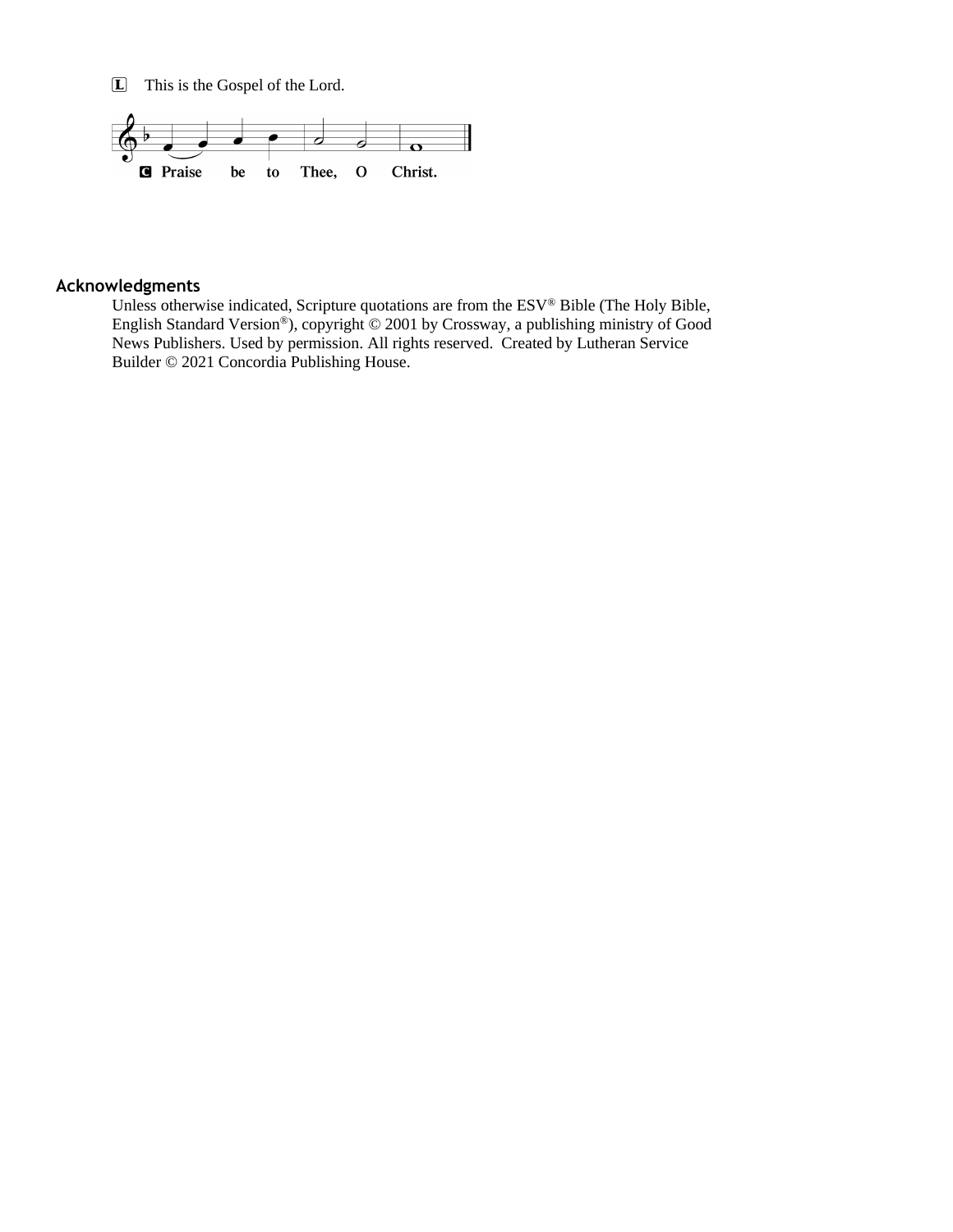L This is the Gospel of the Lord.

C Praise be to Thee, O Christ.

## Acknowledgments

Unless otherwise indicated, Scripture quotations are from the ESV® Bible (The Holy Bible, English Standard Version®), copyright © 2001 by Crossway, a publishing ministry of Good News Publishers. Used by permission. All rights reserved. Created by Lutheran Service Builder © 2021 Concordia Publishing House.